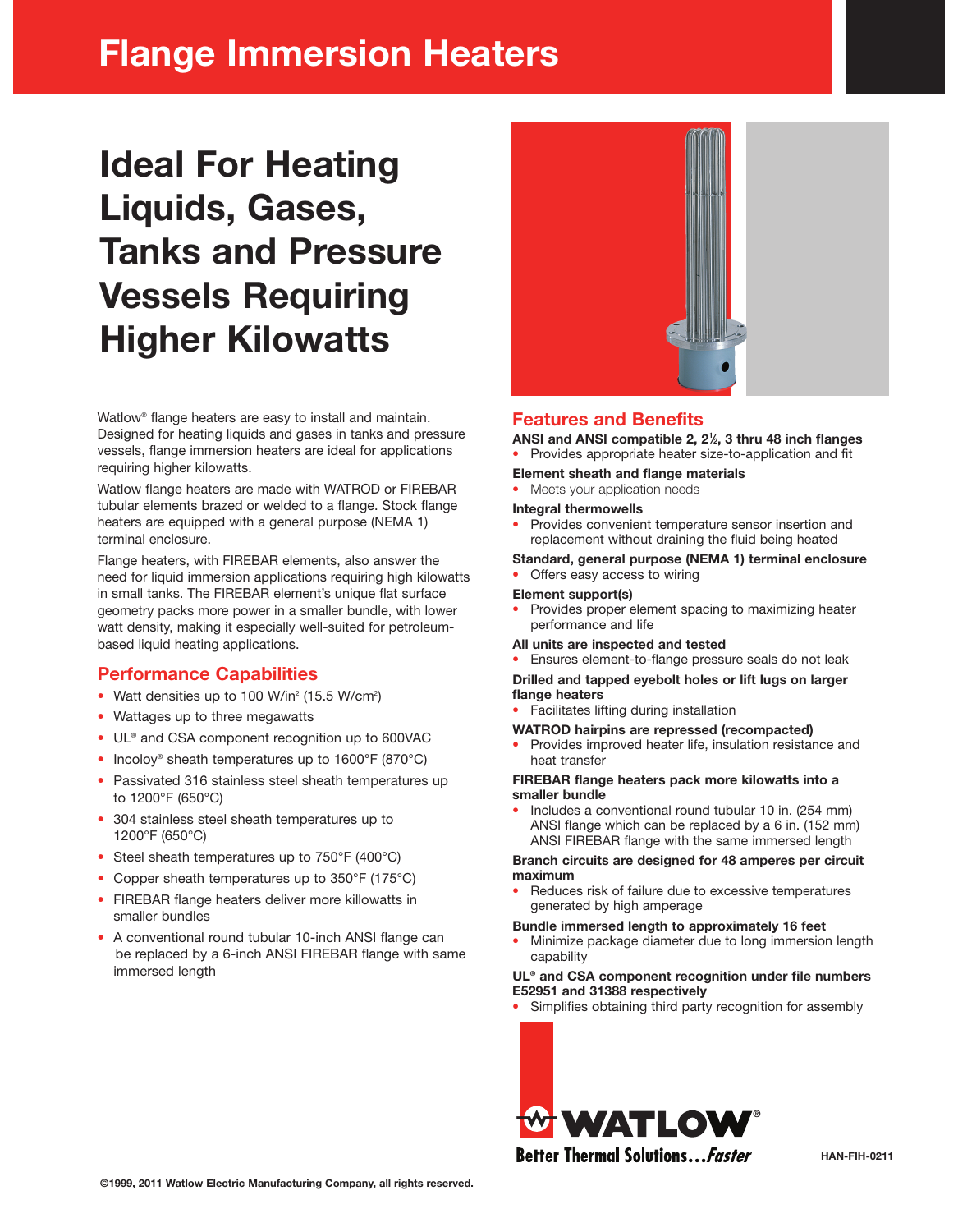# Flange Immersion Heaters

## Ideal For Heating Liquids, Gases, Tanks and Pressure Vessels Requiring Higher Kilowatts

Watlow® flange heaters are easy to install and maintain. Designed for heating liquids and gases in tanks and pressure vessels, flange immersion heaters are ideal for applications requiring higher kilowatts.

Watlow flange heaters are made with WATROD or FIREBAR tubular elements brazed or welded to a flange. Stock flange heaters are equipped with a general purpose (NEMA 1) terminal enclosure.

Flange heaters, with FIREBAR elements, also answer the need for liquid immersion applications requiring high kilowatts in small tanks. The FIREBAR element's unique flat surface geometry packs more power in a smaller bundle, with lower watt density, making it especially well-suited for petroleum-based liquid heating applications.

### Performance Capabilities

- Watt densities up to 100 W/in² (15.5 W/cm²)
- Wattages up to three megawatts
- UL® and CSA component recognition up to 600VAC
- Incoloy® sheath temperatures up to 1600°F (870°C)
- Passivated 316 stainless steel sheath temperatures up to 1200°F (650°C)
- 304 stainless steel sheath temperatures up to 1200°F (650°C)
- Steel sheath temperatures up to 750°F (400°C)
- Copper sheath temperatures up to 350°F (175°C)
- FIREBAR flange heaters deliver more killowatts in smaller bundles
- A conventional round tubular 10-inch ANSI flange can be replaced by a 6-inch ANSI FIREBAR flange with same immersed length

### Features and Benefits

**ANSI and ANSI compatible 2, 2½, 3 thru 48 inch flanges**
- Provides appropriate heater size-to-application and fit

**Element sheath and flange materials**
- Meets your application needs

**Integral thermowells**
- Provides convenient temperature sensor insertion and replacement without draining the fluid being heated

**Standard, general purpose (NEMA 1) terminal enclosure**
- Offers easy access to wiring

**Element support(s)**
- Provides proper element spacing to maximizing heater performance and life

**All units are inspected and tested**
- Ensures element-to-flange pressure seals do not leak

**Drilled and tapped eyebolt holes or lift lugs on larger flange heaters**
- Facilitates lifting during installation

**WATROD hairpins are repressed (recompacted)**
- Provides improved heater life, insulation resistance and heat transfer

**FIREBAR flange heaters pack more kilowatts into a smaller bundle**
- Includes a conventional round tubular 10 in. (254 mm) ANSI flange which can be replaced by a 6 in. (152 mm) ANSI FIREBAR flange with the same immersed length

**Branch circuits are designed for 48 amperes per circuit maximum**
- Reduces risk of failure due to excessive temperatures generated by high amperage

**Bundle immersed length to approximately 16 feet**
- Minimize package diameter due to long immersion length capability

**UL® and CSA component recognition under file numbers E52951 and 31388 respectively**
- Simplifies obtaining third party recognition for assembly

WATLOW® Better Thermal Solutions...*Faster*

HAN-FIH-0211

©1999, 2011 Watlow Electric Manufacturing Company, all rights reserved.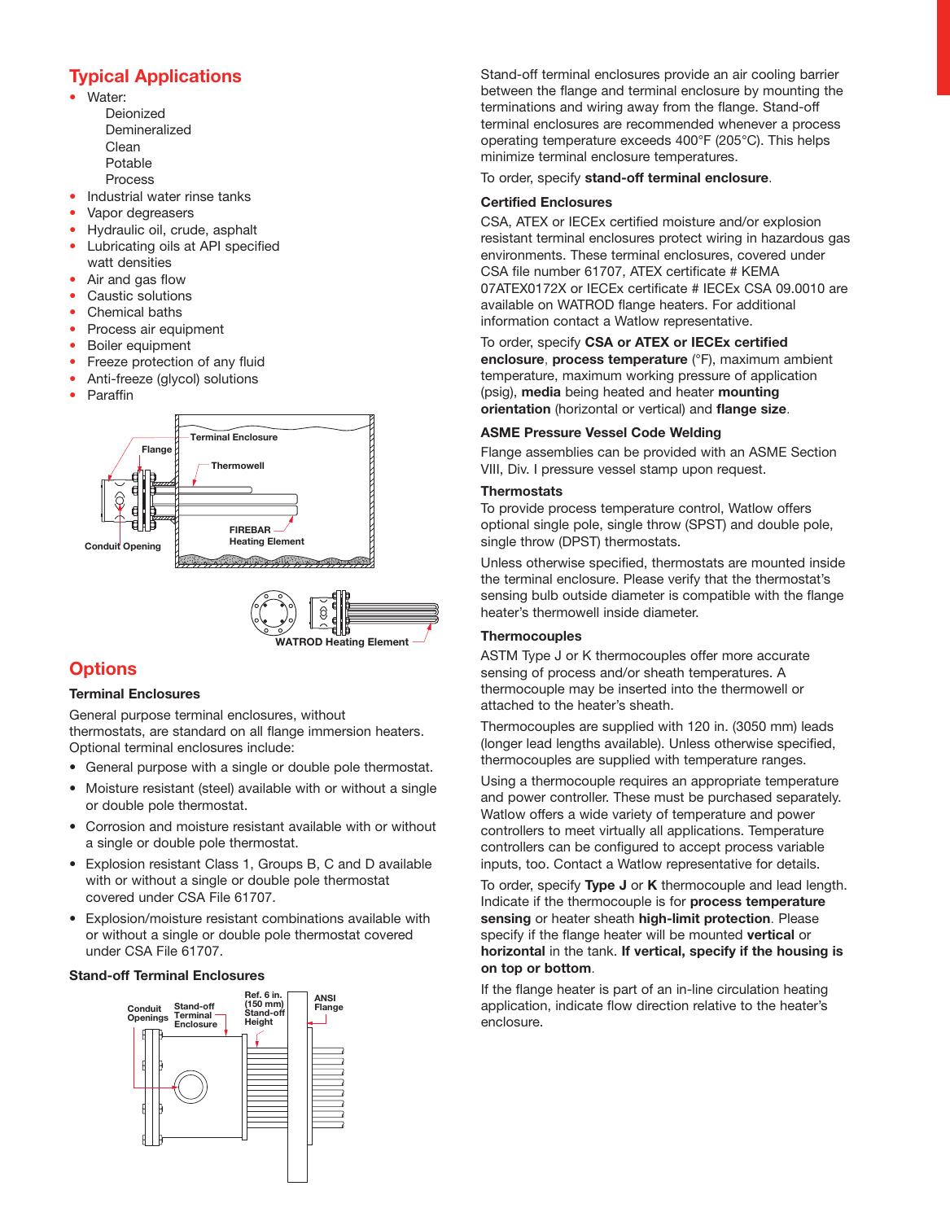## Typical Applications

- Water:
  - Deionized
  - Demineralized
  - Clean
  - Potable
  - Process
- Industrial water rinse tanks
- Vapor degreasers
- Hydraulic oil, crude, asphalt
- Lubricating oils at API specified watt densities
- Air and gas flow
- Caustic solutions
- Chemical baths
- Process air equipment
- Boiler equipment
- Freeze protection of any fluid
- Anti-freeze (glycol) solutions
- Paraffin

## Options

### Terminal Enclosures

General purpose terminal enclosures, without thermostats, are standard on all flange immersion heaters. Optional terminal enclosures include:

- General purpose with a single or double pole thermostat.
- Moisture resistant (steel) available with or without a single or double pole thermostat.
- Corrosion and moisture resistant available with or without a single or double pole thermostat.
- Explosion resistant Class 1, Groups B, C and D available with or without a single or double pole thermostat covered under CSA File 61707.
- Explosion/moisture resistant combinations available with or without a single or double pole thermostat covered under CSA File 61707.

### Stand-off Terminal Enclosures

Stand-off terminal enclosures provide an air cooling barrier between the flange and terminal enclosure by mounting the terminations and wiring away from the flange. Stand-off terminal enclosures are recommended whenever a process operating temperature exceeds 400°F (205°C). This helps minimize terminal enclosure temperatures.

To order, specify **stand-off terminal enclosure**.

### Certified Enclosures

CSA, ATEX or IECEx certified moisture and/or explosion resistant terminal enclosures protect wiring in hazardous gas environments. These terminal enclosures, covered under CSA file number 61707, ATEX certificate # KEMA 07ATEX0172X or IECEx certificate # IECEx CSA 09.0010 are available on WATROD flange heaters. For additional information contact a Watlow representative.

To order, specify **CSA or ATEX or IECEx certified enclosure**, **process temperature** (°F), maximum ambient temperature, maximum working pressure of application (psig), **media** being heated and heater **mounting orientation** (horizontal or vertical) and **flange size**.

### ASME Pressure Vessel Code Welding

Flange assemblies can be provided with an ASME Section VIII, Div. I pressure vessel stamp upon request.

### Thermostats

To provide process temperature control, Watlow offers optional single pole, single throw (SPST) and double pole, single throw (DPST) thermostats.

Unless otherwise specified, thermostats are mounted inside the terminal enclosure. Please verify that the thermostat's sensing bulb outside diameter is compatible with the flange heater's thermowell inside diameter.

### Thermocouples

ASTM Type J or K thermocouples offer more accurate sensing of process and/or sheath temperatures. A thermocouple may be inserted into the thermowell or attached to the heater's sheath.

Thermocouples are supplied with 120 in. (3050 mm) leads (longer lead lengths available). Unless otherwise specified, thermocouples are supplied with temperature ranges.

Using a thermocouple requires an appropriate temperature and power controller. These must be purchased separately. Watlow offers a wide variety of temperature and power controllers to meet virtually all applications. Temperature controllers can be configured to accept process variable inputs, too. Contact a Watlow representative for details.

To order, specify **Type J** or **K** thermocouple and lead length. Indicate if the thermocouple is for **process temperature sensing** or heater sheath **high-limit protection**. Please specify if the flange heater will be mounted **vertical** or **horizontal** in the tank. **If vertical, specify if the housing is on top or bottom**.

If the flange heater is part of an in-line circulation heating application, indicate flow direction relative to the heater's enclosure.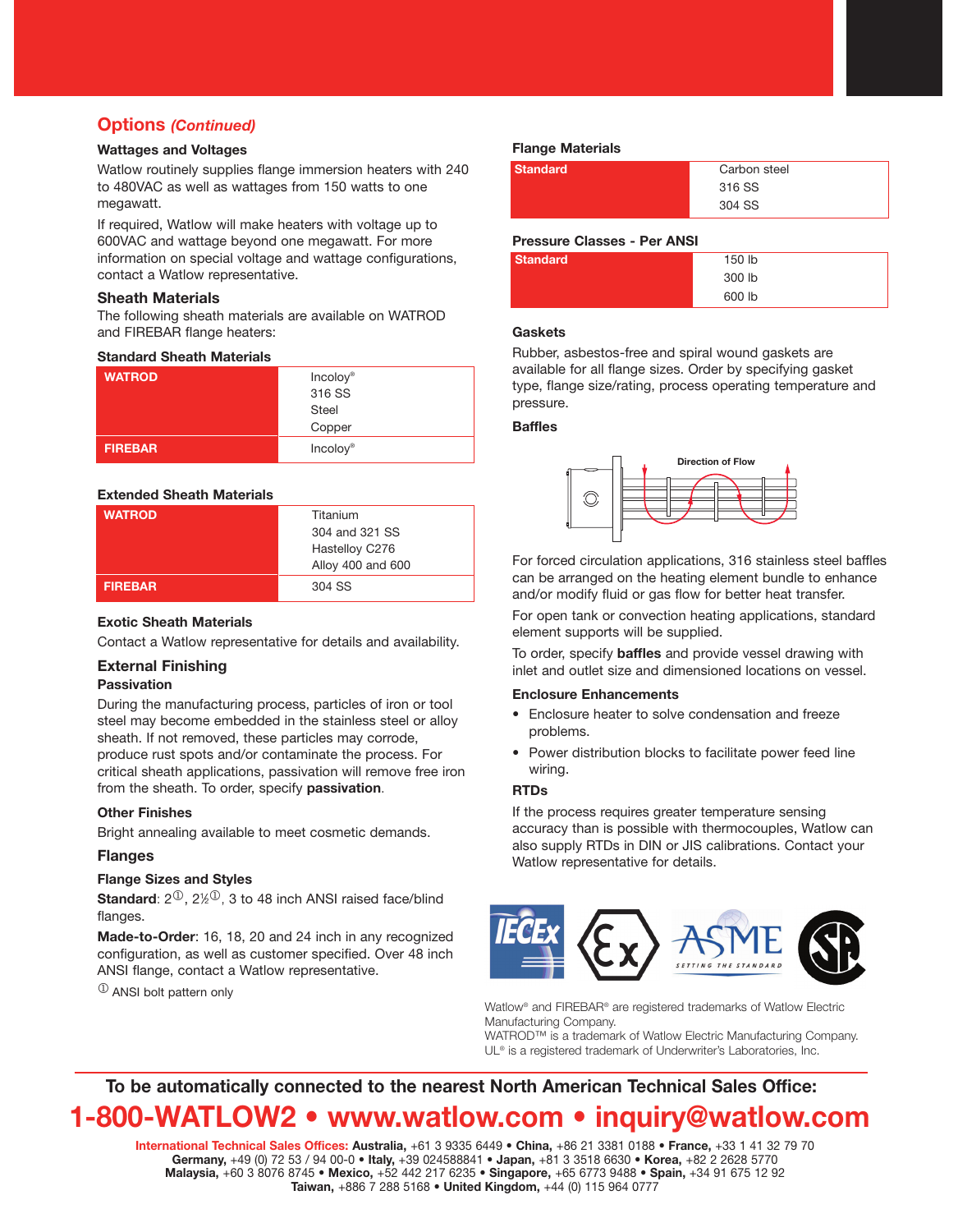## Options *(Continued)*

### Wattages and Voltages

Watlow routinely supplies flange immersion heaters with 240 to 480VAC as well as wattages from 150 watts to one megawatt.

If required, Watlow will make heaters with voltage up to 600VAC and wattage beyond one megawatt. For more information on special voltage and wattage configurations, contact a Watlow representative.

### Sheath Materials

The following sheath materials are available on WATROD and FIREBAR flange heaters:

**Standard Sheath Materials**

| | |
|---|---|
| WATROD | Incoloy® <br> 316 SS <br> Steel <br> Copper |
| FIREBAR | Incoloy® |

**Extended Sheath Materials**

| | |
|---|---|
| WATROD | Titanium <br> 304 and 321 SS <br> Hastelloy C276 <br> Alloy 400 and 600 |
| FIREBAR | 304 SS |

**Exotic Sheath Materials**

Contact a Watlow representative for details and availability.

### External Finishing

**Passivation**

During the manufacturing process, particles of iron or tool steel may become embedded in the stainless steel or alloy sheath. If not removed, these particles may corrode, produce rust spots and/or contaminate the process. For critical sheath applications, passivation will remove free iron from the sheath. To order, specify **passivation**.

**Other Finishes**

Bright annealing available to meet cosmetic demands.

### Flanges

**Flange Sizes and Styles**

**Standard**: 2①, 2½①, 3 to 48 inch ANSI raised face/blind flanges.

**Made-to-Order**: 16, 18, 20 and 24 inch in any recognized configuration, as well as customer specified. Over 48 inch ANSI flange, contact a Watlow representative.

① ANSI bolt pattern only

**Flange Materials**

| | |
|---|---|
| Standard | Carbon steel <br> 316 SS <br> 304 SS |

**Pressure Classes - Per ANSI**

| | |
|---|---|
| Standard | 150 lb <br> 300 lb <br> 600 lb |

**Gaskets**

Rubber, asbestos-free and spiral wound gaskets are available for all flange sizes. Order by specifying gasket type, flange size/rating, process operating temperature and pressure.

**Baffles**

Direction of Flow

For forced circulation applications, 316 stainless steel baffles can be arranged on the heating element bundle to enhance and/or modify fluid or gas flow for better heat transfer.

For open tank or convection heating applications, standard element supports will be supplied.

To order, specify **baffles** and provide vessel drawing with inlet and outlet size and dimensioned locations on vessel.

**Enclosure Enhancements**

- Enclosure heater to solve condensation and freeze problems.
- Power distribution blocks to facilitate power feed line wiring.

**RTDs**

If the process requires greater temperature sensing accuracy than is possible with thermocouples, Watlow can also supply RTDs in DIN or JIS calibrations. Contact your Watlow representative for details.

Watlow® and FIREBAR® are registered trademarks of Watlow Electric Manufacturing Company.
WATROD™ is a trademark of Watlow Electric Manufacturing Company.
UL® is a registered trademark of Underwriter's Laboratories, Inc.

**To be automatically connected to the nearest North American Technical Sales Office:**

**1-800-WATLOW2 • www.watlow.com • inquiry@watlow.com**

**International Technical Sales Offices:** **Australia,** +61 3 9335 6449 • **China,** +86 21 3381 0188 • **France,** +33 1 41 32 79 70
**Germany,** +49 (0) 72 53 / 94 00-0 • **Italy,** +39 024588841 • **Japan,** +81 3 3518 6630 • **Korea,** +82 2 2628 5770
**Malaysia,** +60 3 8076 8745 • **Mexico,** +52 442 217 6235 • **Singapore,** +65 6773 9488 • **Spain,** +34 91 675 12 92
**Taiwan,** +886 7 288 5168 • **United Kingdom,** +44 (0) 115 964 0777